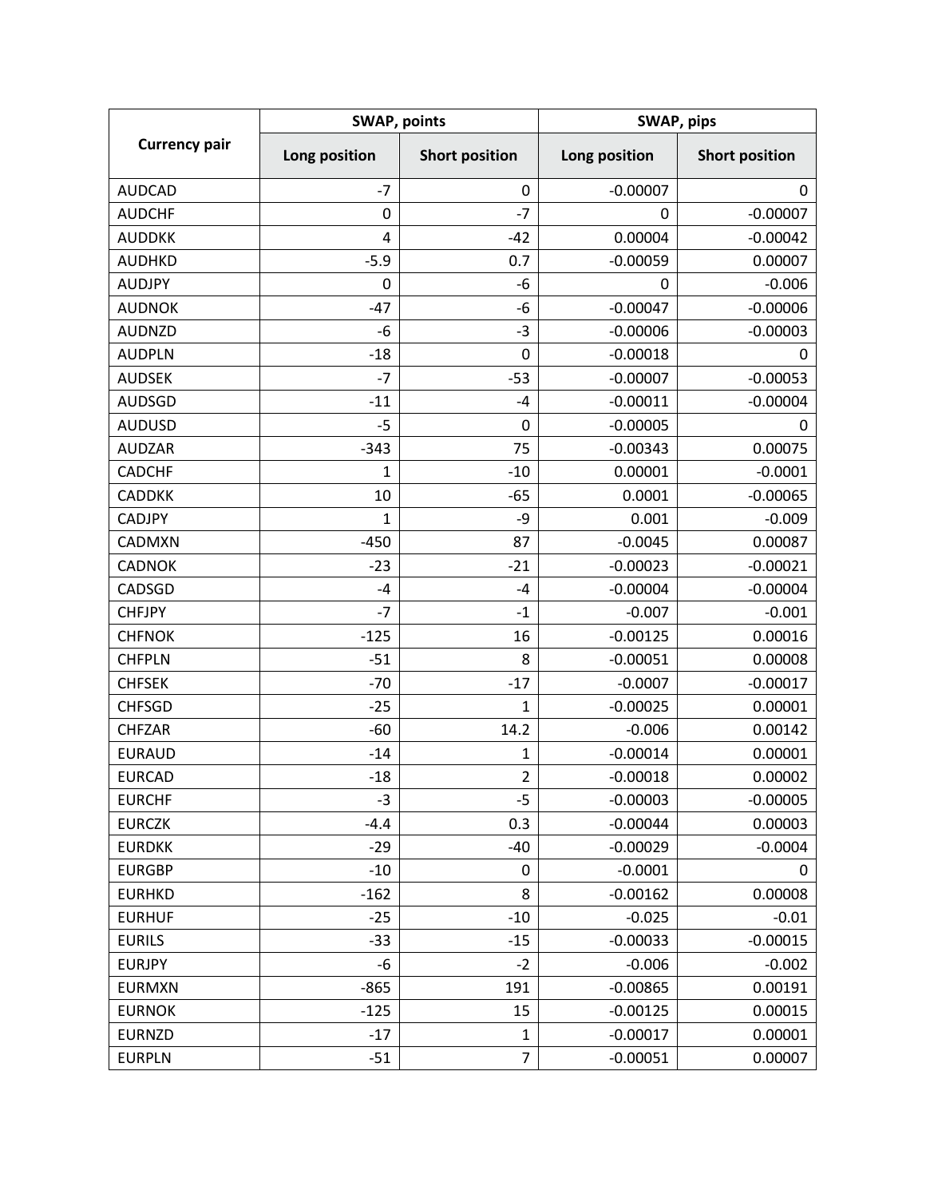| Currency pair | SWAP, points | | SWAP, pips | |
|---|---|---|---|---|
| | Long position | Short position | Long position | Short position |
| AUDCAD | -7 | 0 | -0.00007 | 0 |
| AUDCHF | 0 | -7 | 0 | -0.00007 |
| AUDDKK | 4 | -42 | 0.00004 | -0.00042 |
| AUDHKD | -5.9 | 0.7 | -0.00059 | 0.00007 |
| AUDJPY | 0 | -6 | 0 | -0.006 |
| AUDNOK | -47 | -6 | -0.00047 | -0.00006 |
| AUDNZD | -6 | -3 | -0.00006 | -0.00003 |
| AUDPLN | -18 | 0 | -0.00018 | 0 |
| AUDSEK | -7 | -53 | -0.00007 | -0.00053 |
| AUDSGD | -11 | -4 | -0.00011 | -0.00004 |
| AUDUSD | -5 | 0 | -0.00005 | 0 |
| AUDZAR | -343 | 75 | -0.00343 | 0.00075 |
| CADCHF | 1 | -10 | 0.00001 | -0.0001 |
| CADDKK | 10 | -65 | 0.0001 | -0.00065 |
| CADJPY | 1 | -9 | 0.001 | -0.009 |
| CADMXN | -450 | 87 | -0.0045 | 0.00087 |
| CADNOK | -23 | -21 | -0.00023 | -0.00021 |
| CADSGD | -4 | -4 | -0.00004 | -0.00004 |
| CHFJPY | -7 | -1 | -0.007 | -0.001 |
| CHFNOK | -125 | 16 | -0.00125 | 0.00016 |
| CHFPLN | -51 | 8 | -0.00051 | 0.00008 |
| CHFSEK | -70 | -17 | -0.0007 | -0.00017 |
| CHFSGD | -25 | 1 | -0.00025 | 0.00001 |
| CHFZAR | -60 | 14.2 | -0.006 | 0.00142 |
| EURAUD | -14 | 1 | -0.00014 | 0.00001 |
| EURCAD | -18 | 2 | -0.00018 | 0.00002 |
| EURCHF | -3 | -5 | -0.00003 | -0.00005 |
| EURCZK | -4.4 | 0.3 | -0.00044 | 0.00003 |
| EURDKK | -29 | -40 | -0.00029 | -0.0004 |
| EURGBP | -10 | 0 | -0.0001 | 0 |
| EURHKD | -162 | 8 | -0.00162 | 0.00008 |
| EURHUF | -25 | -10 | -0.025 | -0.01 |
| EURILS | -33 | -15 | -0.00033 | -0.00015 |
| EURJPY | -6 | -2 | -0.006 | -0.002 |
| EURMXN | -865 | 191 | -0.00865 | 0.00191 |
| EURNOK | -125 | 15 | -0.00125 | 0.00015 |
| EURNZD | -17 | 1 | -0.00017 | 0.00001 |
| EURPLN | -51 | 7 | -0.00051 | 0.00007 |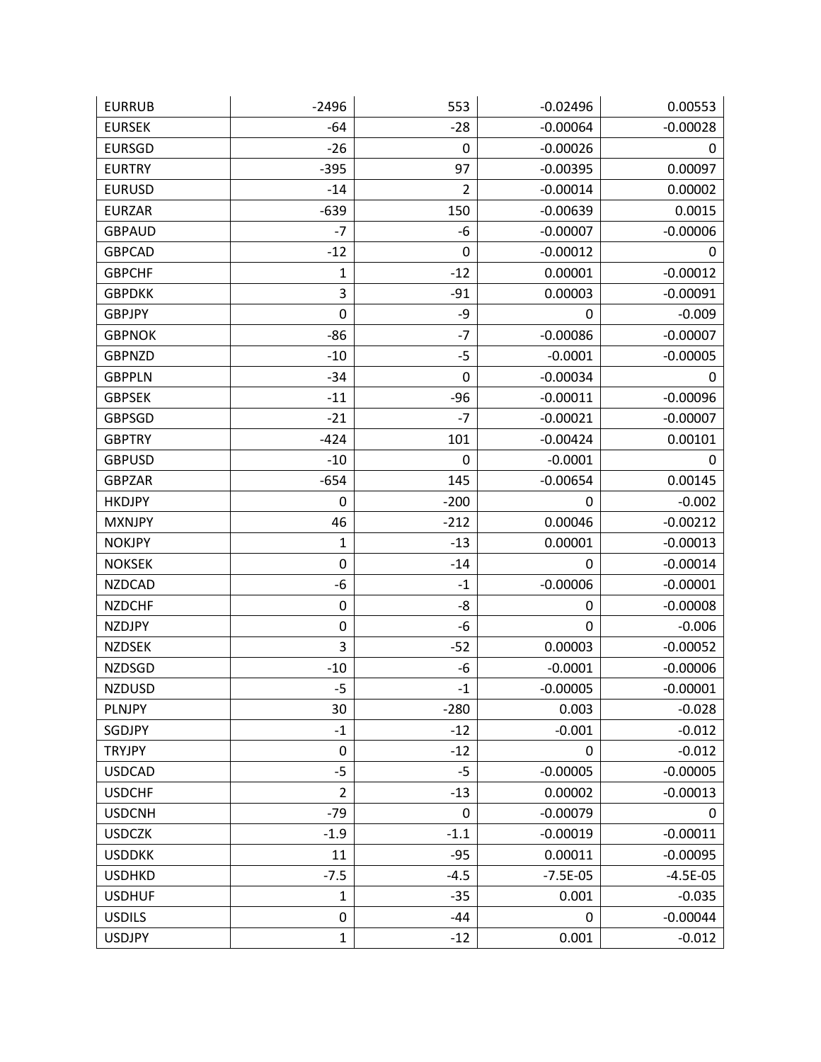| | | | | |
|---|---|---|---|---|
| EURRUB | -2496 | 553 | -0.02496 | 0.00553 |
| EURSEK | -64 | -28 | -0.00064 | -0.00028 |
| EURSGD | -26 | 0 | -0.00026 | 0 |
| EURTRY | -395 | 97 | -0.00395 | 0.00097 |
| EURUSD | -14 | 2 | -0.00014 | 0.00002 |
| EURZAR | -639 | 150 | -0.00639 | 0.0015 |
| GBPAUD | -7 | -6 | -0.00007 | -0.00006 |
| GBPCAD | -12 | 0 | -0.00012 | 0 |
| GBPCHF | 1 | -12 | 0.00001 | -0.00012 |
| GBPDKK | 3 | -91 | 0.00003 | -0.00091 |
| GBPJPY | 0 | -9 | 0 | -0.009 |
| GBPNOK | -86 | -7 | -0.00086 | -0.00007 |
| GBPNZD | -10 | -5 | -0.0001 | -0.00005 |
| GBPPLN | -34 | 0 | -0.00034 | 0 |
| GBPSEK | -11 | -96 | -0.00011 | -0.00096 |
| GBPSGD | -21 | -7 | -0.00021 | -0.00007 |
| GBPTRY | -424 | 101 | -0.00424 | 0.00101 |
| GBPUSD | -10 | 0 | -0.0001 | 0 |
| GBPZAR | -654 | 145 | -0.00654 | 0.00145 |
| HKDJPY | 0 | -200 | 0 | -0.002 |
| MXNJPY | 46 | -212 | 0.00046 | -0.00212 |
| NOKJPY | 1 | -13 | 0.00001 | -0.00013 |
| NOKSEK | 0 | -14 | 0 | -0.00014 |
| NZDCAD | -6 | -1 | -0.00006 | -0.00001 |
| NZDCHF | 0 | -8 | 0 | -0.00008 |
| NZDJPY | 0 | -6 | 0 | -0.006 |
| NZDSEK | 3 | -52 | 0.00003 | -0.00052 |
| NZDSGD | -10 | -6 | -0.0001 | -0.00006 |
| NZDUSD | -5 | -1 | -0.00005 | -0.00001 |
| PLNJPY | 30 | -280 | 0.003 | -0.028 |
| SGDJPY | -1 | -12 | -0.001 | -0.012 |
| TRYJPY | 0 | -12 | 0 | -0.012 |
| USDCAD | -5 | -5 | -0.00005 | -0.00005 |
| USDCHF | 2 | -13 | 0.00002 | -0.00013 |
| USDCNH | -79 | 0 | -0.00079 | 0 |
| USDCZK | -1.9 | -1.1 | -0.00019 | -0.00011 |
| USDDKK | 11 | -95 | 0.00011 | -0.00095 |
| USDHKD | -7.5 | -4.5 | -7.5E-05 | -4.5E-05 |
| USDHUF | 1 | -35 | 0.001 | -0.035 |
| USDILS | 0 | -44 | 0 | -0.00044 |
| USDJPY | 1 | -12 | 0.001 | -0.012 |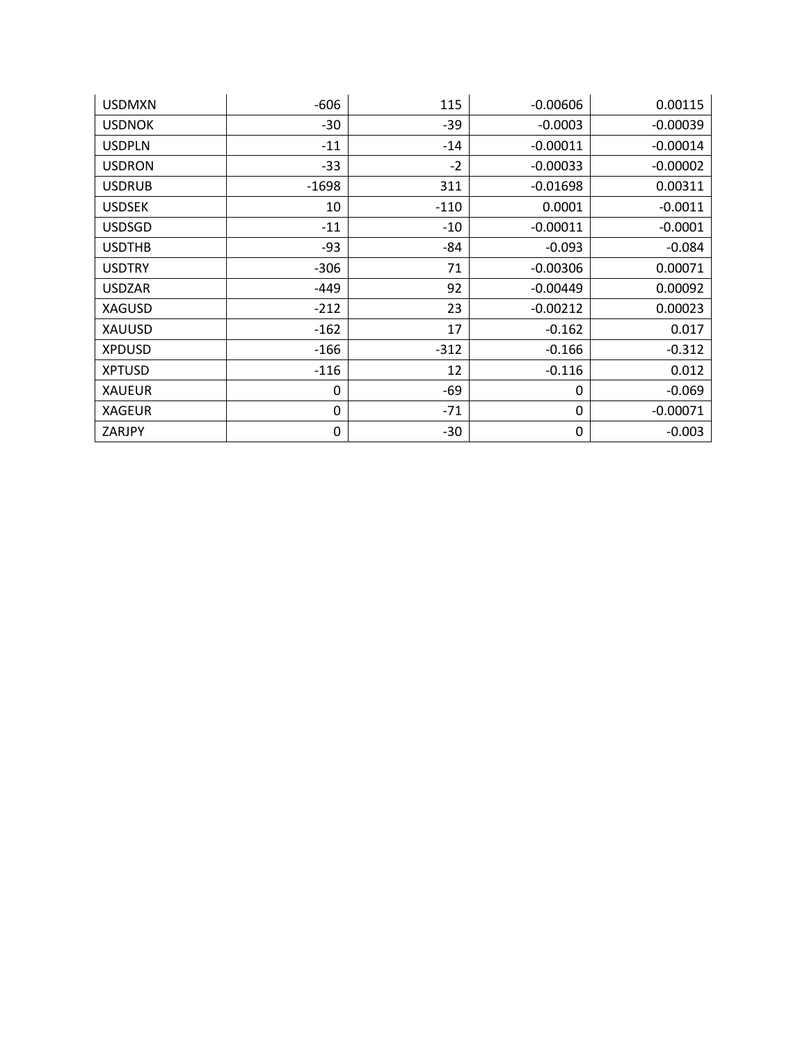| | | | | |
|---|---|---|---|---|
| USDMXN | -606 | 115 | -0.00606 | 0.00115 |
| USDNOK | -30 | -39 | -0.0003 | -0.00039 |
| USDPLN | -11 | -14 | -0.00011 | -0.00014 |
| USDRON | -33 | -2 | -0.00033 | -0.00002 |
| USDRUB | -1698 | 311 | -0.01698 | 0.00311 |
| USDSEK | 10 | -110 | 0.0001 | -0.0011 |
| USDSGD | -11 | -10 | -0.00011 | -0.0001 |
| USDTHB | -93 | -84 | -0.093 | -0.084 |
| USDTRY | -306 | 71 | -0.00306 | 0.00071 |
| USDZAR | -449 | 92 | -0.00449 | 0.00092 |
| XAGUSD | -212 | 23 | -0.00212 | 0.00023 |
| XAUUSD | -162 | 17 | -0.162 | 0.017 |
| XPDUSD | -166 | -312 | -0.166 | -0.312 |
| XPTUSD | -116 | 12 | -0.116 | 0.012 |
| XAUEUR | 0 | -69 | 0 | -0.069 |
| XAGEUR | 0 | -71 | 0 | -0.00071 |
| ZARJPY | 0 | -30 | 0 | -0.003 |